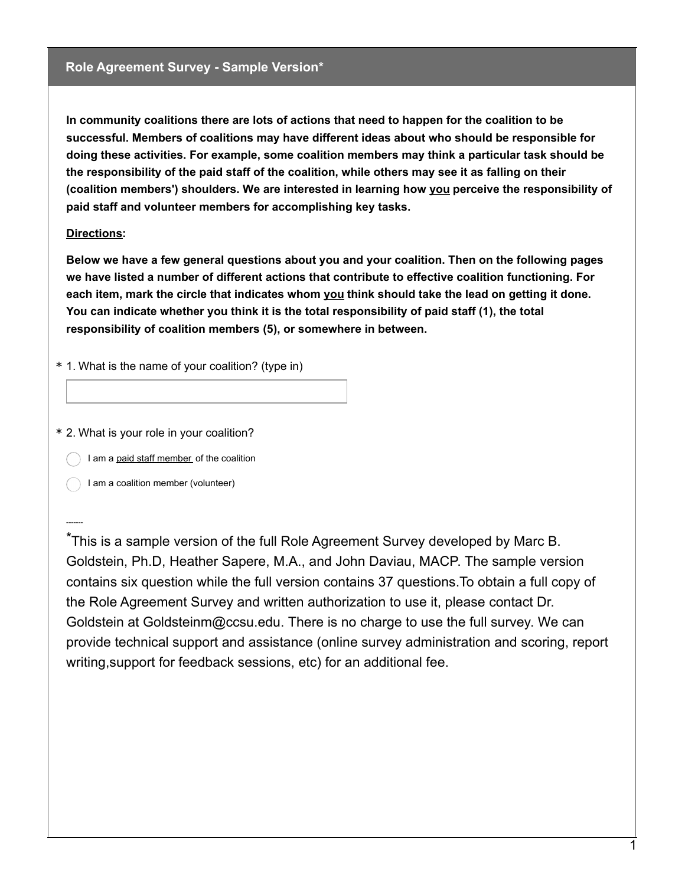## Role Agreement Survey - Sample Version*

**In community coalitions there are lots of actions that need to happen for the coalition to be successful. Members of coalitions may have different ideas about who should be responsible for doing these activities. For example, some coalition members may think a particular task should be the responsibility of the paid staff of the coalition, while others may see it as falling on their (coalition members') shoulders. We are interested in learning how <u>you</u> perceive the responsibility of paid staff and volunteer members for accomplishing key tasks.**

**<u>Directions</u>:**

**Below we have a few general questions about you and your coalition. Then on the following pages we have listed a number of different actions that contribute to effective coalition functioning. For each item, mark the circle that indicates whom <u>you</u> think should take the lead on getting it done. You can indicate whether you think it is the total responsibility of paid staff (1), the total responsibility of coalition members (5), or somewhere in between.**

\* 1. What is the name of your coalition? (type in)

\_\_\_\_\_\_\_\_\_\_\_\_\_\_\_\_\_\_\_\_

\* 2. What is your role in your coalition?

- ◯ I am a <u>paid staff member</u> of the coalition
- ◯ I am a coalition member (volunteer)

-------

*This is a sample version of the full Role Agreement Survey developed by Marc B. Goldstein, Ph.D, Heather Sapere, M.A., and John Daviau, MACP. The sample version contains six question while the full version contains 37 questions.To obtain a full copy of the Role Agreement Survey and written authorization to use it, please contact Dr. Goldstein at Goldsteinm@ccsu.edu. There is no charge to use the full survey. We can provide technical support and assistance (online survey administration and scoring, report writing,support for feedback sessions, etc) for an additional fee.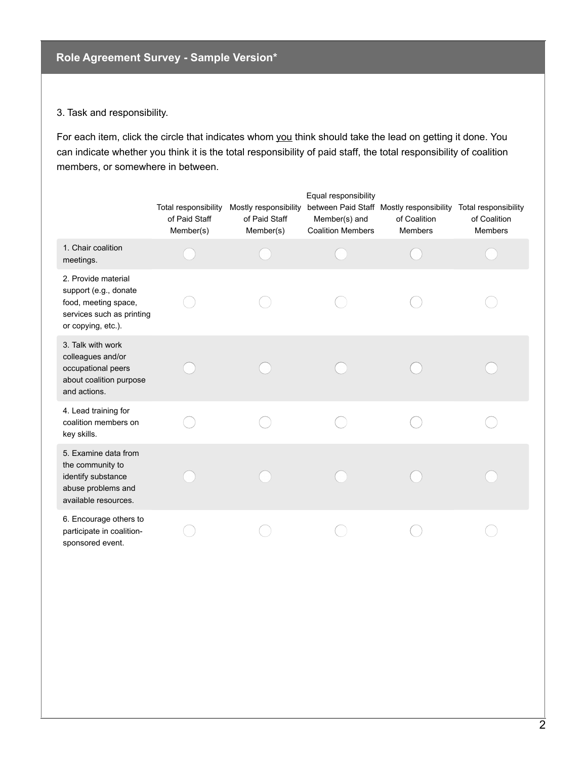## Role Agreement Survey - Sample Version*

3. Task and responsibility.

For each item, click the circle that indicates whom you think should take the lead on getting it done. You can indicate whether you think it is the total responsibility of paid staff, the total responsibility of coalition members, or somewhere in between.

| | Total responsibility of Paid Staff Member(s) | Mostly responsibility of Paid Staff Member(s) | Equal responsibility between Paid Staff Member(s) and Coalition Members | Mostly responsibility of Coalition Members | Total responsibility of Coalition Members |
|---|---|---|---|---|---|
| 1. Chair coalition meetings. | ○ | ○ | ○ | ○ | ○ |
| 2. Provide material support (e.g., donate food, meeting space, services such as printing or copying, etc.). | ○ | ○ | ○ | ○ | ○ |
| 3. Talk with work colleagues and/or occupational peers about coalition purpose and actions. | ○ | ○ | ○ | ○ | ○ |
| 4. Lead training for coalition members on key skills. | ○ | ○ | ○ | ○ | ○ |
| 5. Examine data from the community to identify substance abuse problems and available resources. | ○ | ○ | ○ | ○ | ○ |
| 6. Encourage others to participate in coalition-sponsored event. | ○ | ○ | ○ | ○ | ○ |